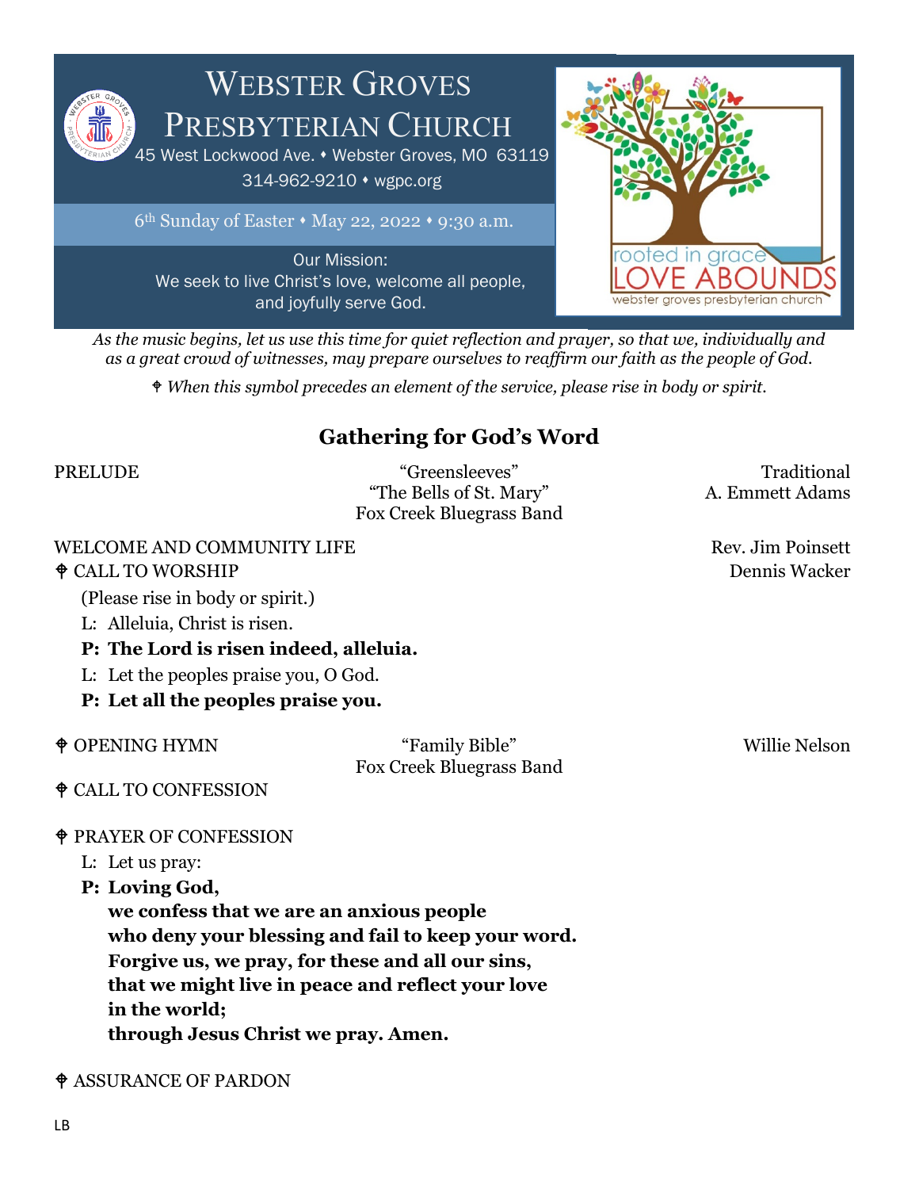# Webster Groves Presbyterian Church

45 West Lockwood Ave. • Webster Groves, MO 63119
314-962-9210 • wgpc.org

6th Sunday of Easter • May 22, 2022 • 9:30 a.m.

Our Mission:
We seek to live Christ's love, welcome all people, and joyfully serve God.

rooted in grace
LOVE ABOUNDS
webster groves presbyterian church

*As the music begins, let us use this time for quiet reflection and prayer, so that we, individually and as a great crowd of witnesses, may prepare ourselves to reaffirm our faith as the people of God.*

*✢ When this symbol precedes an element of the service, please rise in body or spirit.*

## Gathering for God's Word

PRELUDE — "Greensleeves" (Traditional); "The Bells of St. Mary" (A. Emmett Adams) — Fox Creek Bluegrass Band

WELCOME AND COMMUNITY LIFE — Rev. Jim Poinsett

✢ CALL TO WORSHIP — Dennis Wacker

(Please rise in body or spirit.)

L: Alleluia, Christ is risen.

**P: The Lord is risen indeed, alleluia.**

L: Let the peoples praise you, O God.

**P: Let all the peoples praise you.**

✢ OPENING HYMN — "Family Bible" — Fox Creek Bluegrass Band — Willie Nelson

✢ CALL TO CONFESSION

✢ PRAYER OF CONFESSION

L: Let us pray:

**P: Loving God,**
**we confess that we are an anxious people**
**who deny your blessing and fail to keep your word.**
**Forgive us, we pray, for these and all our sins,**
**that we might live in peace and reflect your love**
**in the world;**
**through Jesus Christ we pray. Amen.**

✢ ASSURANCE OF PARDON

LB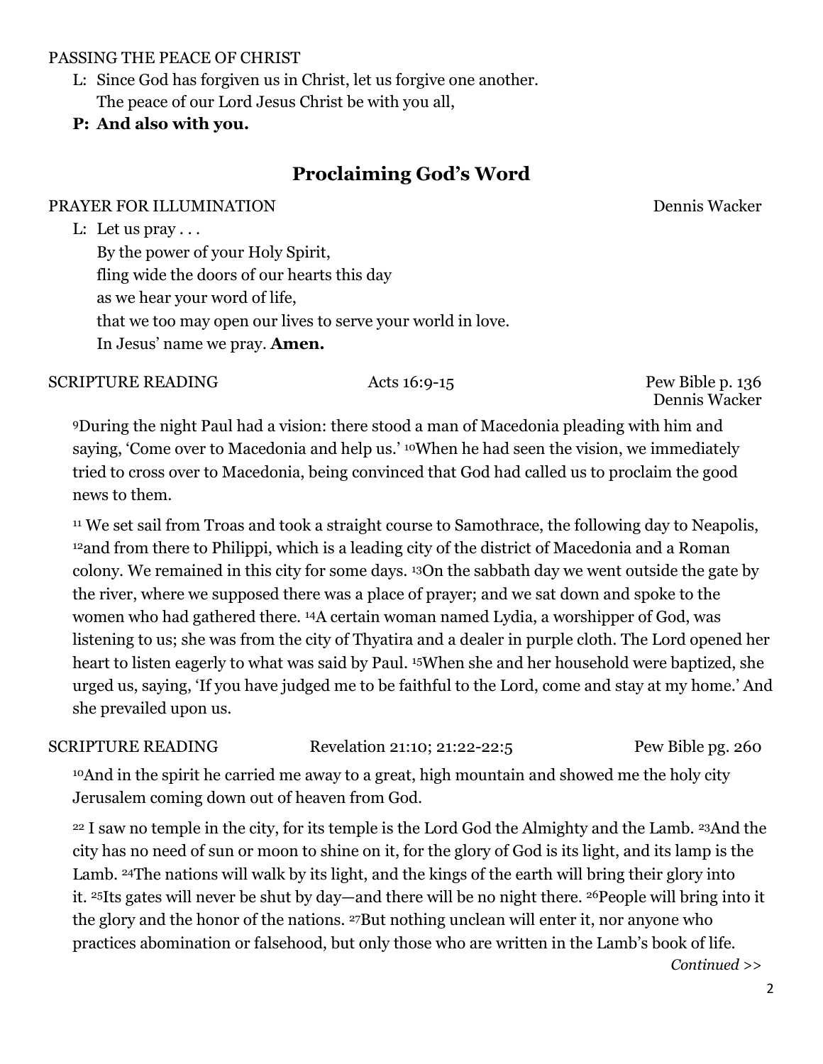PASSING THE PEACE OF CHRIST

L: Since God has forgiven us in Christ, let us forgive one another.
The peace of our Lord Jesus Christ be with you all,

**P: And also with you.**

## Proclaiming God's Word

PRAYER FOR ILLUMINATION Dennis Wacker

L: Let us pray . . .
By the power of your Holy Spirit,
fling wide the doors of our hearts this day
as we hear your word of life,
that we too may open our lives to serve your world in love.
In Jesus' name we pray. **Amen.**

SCRIPTURE READING Acts 16:9-15 Pew Bible p. 136
Dennis Wacker

[9]During the night Paul had a vision: there stood a man of Macedonia pleading with him and saying, 'Come over to Macedonia and help us.' [10]When he had seen the vision, we immediately tried to cross over to Macedonia, being convinced that God had called us to proclaim the good news to them.

[11] We set sail from Troas and took a straight course to Samothrace, the following day to Neapolis, [12]and from there to Philippi, which is a leading city of the district of Macedonia and a Roman colony. We remained in this city for some days. [13]On the sabbath day we went outside the gate by the river, where we supposed there was a place of prayer; and we sat down and spoke to the women who had gathered there. [14]A certain woman named Lydia, a worshipper of God, was listening to us; she was from the city of Thyatira and a dealer in purple cloth. The Lord opened her heart to listen eagerly to what was said by Paul. [15]When she and her household were baptized, she urged us, saying, 'If you have judged me to be faithful to the Lord, come and stay at my home.' And she prevailed upon us.

SCRIPTURE READING Revelation 21:10; 21:22-22:5 Pew Bible pg. 260

[10]And in the spirit he carried me away to a great, high mountain and showed me the holy city Jerusalem coming down out of heaven from God.

[22] I saw no temple in the city, for its temple is the Lord God the Almighty and the Lamb. [23]And the city has no need of sun or moon to shine on it, for the glory of God is its light, and its lamp is the Lamb. [24]The nations will walk by its light, and the kings of the earth will bring their glory into it. [25]Its gates will never be shut by day—and there will be no night there. [26]People will bring into it the glory and the honor of the nations. [27]But nothing unclean will enter it, nor anyone who practices abomination or falsehood, but only those who are written in the Lamb's book of life.

*Continued >>*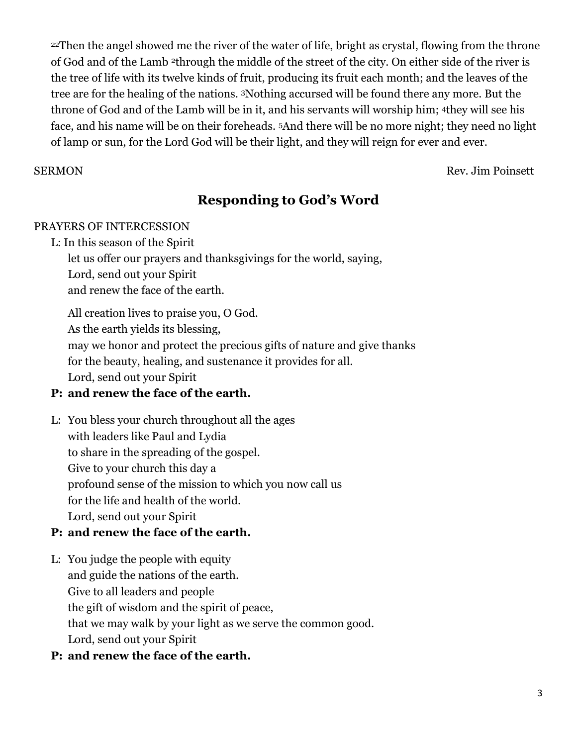[22]Then the angel showed me the river of the water of life, bright as crystal, flowing from the throne of God and of the Lamb [2]through the middle of the street of the city. On either side of the river is the tree of life with its twelve kinds of fruit, producing its fruit each month; and the leaves of the tree are for the healing of the nations. [3]Nothing accursed will be found there any more. But the throne of God and of the Lamb will be in it, and his servants will worship him; [4]they will see his face, and his name will be on their foreheads. [5]And there will be no more night; they need no light of lamp or sun, for the Lord God will be their light, and they will reign for ever and ever.

SERMON Rev. Jim Poinsett

## Responding to God's Word

PRAYERS OF INTERCESSION

L: In this season of the Spirit
let us offer our prayers and thanksgivings for the world, saying,
Lord, send out your Spirit
and renew the face of the earth.

All creation lives to praise you, O God.
As the earth yields its blessing,
may we honor and protect the precious gifts of nature and give thanks
for the beauty, healing, and sustenance it provides for all.
Lord, send out your Spirit

**P: and renew the face of the earth.**

L: You bless your church throughout all the ages
with leaders like Paul and Lydia
to share in the spreading of the gospel.
Give to your church this day a
profound sense of the mission to which you now call us
for the life and health of the world.
Lord, send out your Spirit

**P: and renew the face of the earth.**

L: You judge the people with equity
and guide the nations of the earth.
Give to all leaders and people
the gift of wisdom and the spirit of peace,
that we may walk by your light as we serve the common good.
Lord, send out your Spirit

**P: and renew the face of the earth.**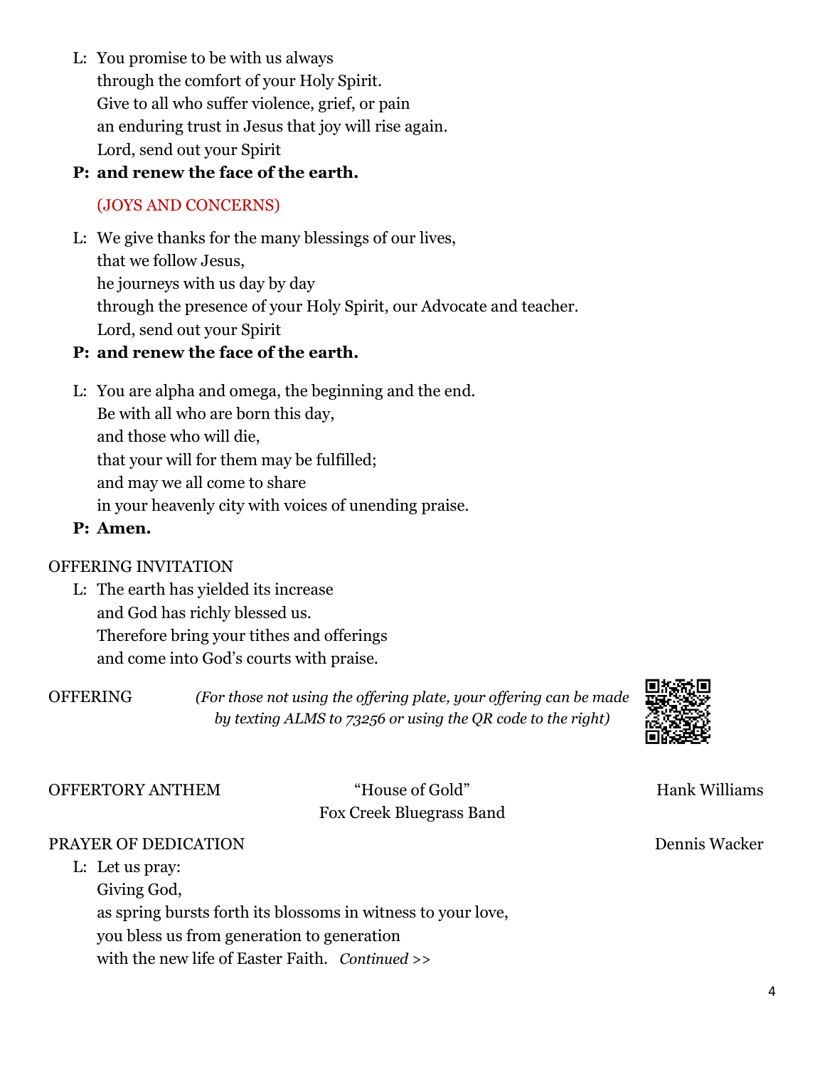L: You promise to be with us always
through the comfort of your Holy Spirit.
Give to all who suffer violence, grief, or pain
an enduring trust in Jesus that joy will rise again.
Lord, send out your Spirit

**P: and renew the face of the earth.**

(JOYS AND CONCERNS)

L: We give thanks for the many blessings of our lives,
that we follow Jesus,
he journeys with us day by day
through the presence of your Holy Spirit, our Advocate and teacher.
Lord, send out your Spirit

**P: and renew the face of the earth.**

L: You are alpha and omega, the beginning and the end.
Be with all who are born this day,
and those who will die,
that your will for them may be fulfilled;
and may we all come to share
in your heavenly city with voices of unending praise.

**P: Amen.**

OFFERING INVITATION

L: The earth has yielded its increase
and God has richly blessed us.
Therefore bring your tithes and offerings
and come into God's courts with praise.

OFFERING *(For those not using the offering plate, your offering can be made by texting ALMS to 73256 or using the QR code to the right)*

OFFERTORY ANTHEM "House of Gold" Hank Williams
Fox Creek Bluegrass Band

PRAYER OF DEDICATION Dennis Wacker

L: Let us pray:
Giving God,
as spring bursts forth its blossoms in witness to your love,
you bless us from generation to generation
with the new life of Easter Faith. *Continued >>*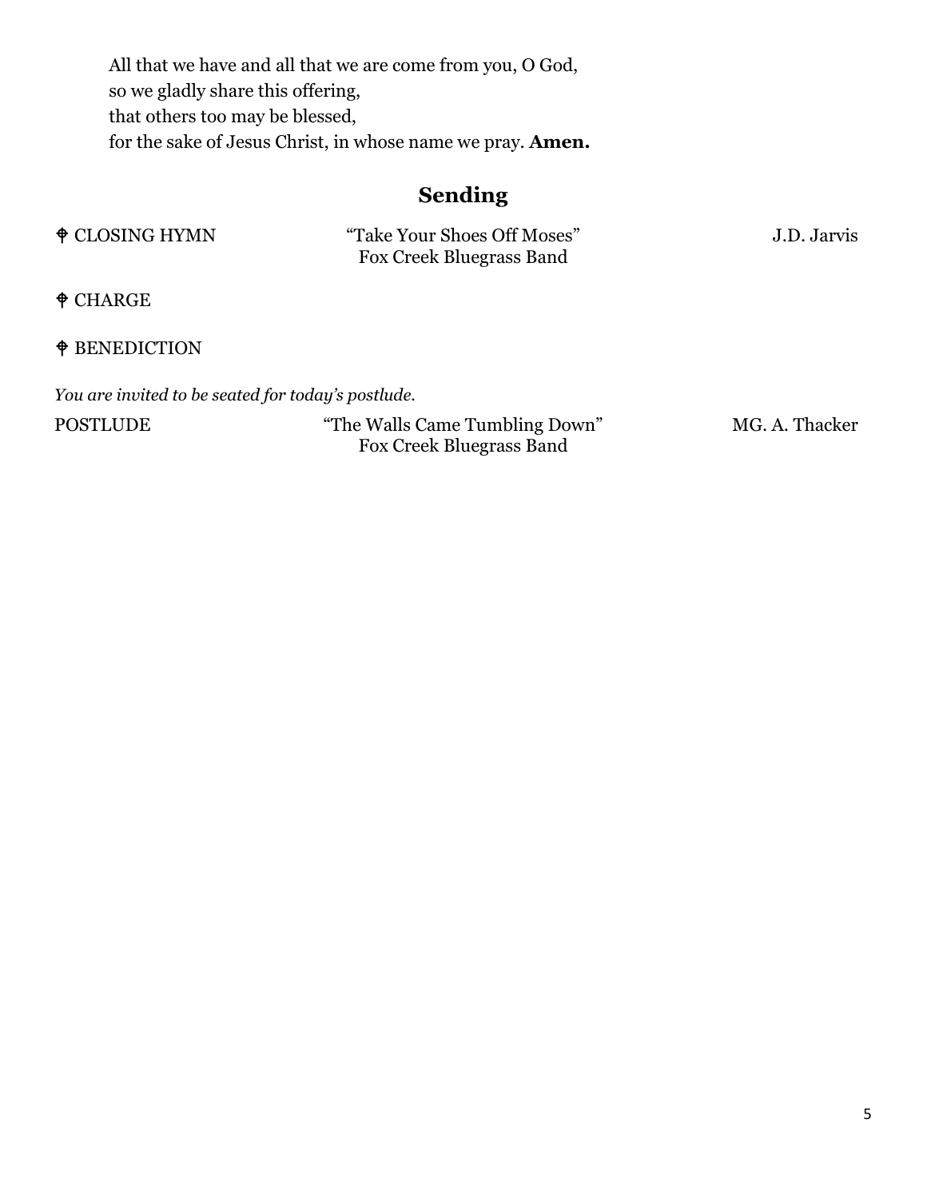All that we have and all that we are come from you, O God,
so we gladly share this offering,
that others too may be blessed,
for the sake of Jesus Christ, in whose name we pray. **Amen.**

## Sending

☩ CLOSING HYMN — "Take Your Shoes Off Moses" — J.D. Jarvis
Fox Creek Bluegrass Band

☩ CHARGE

☩ BENEDICTION

*You are invited to be seated for today's postlude.*

POSTLUDE — "The Walls Came Tumbling Down" — MG. A. Thacker
Fox Creek Bluegrass Band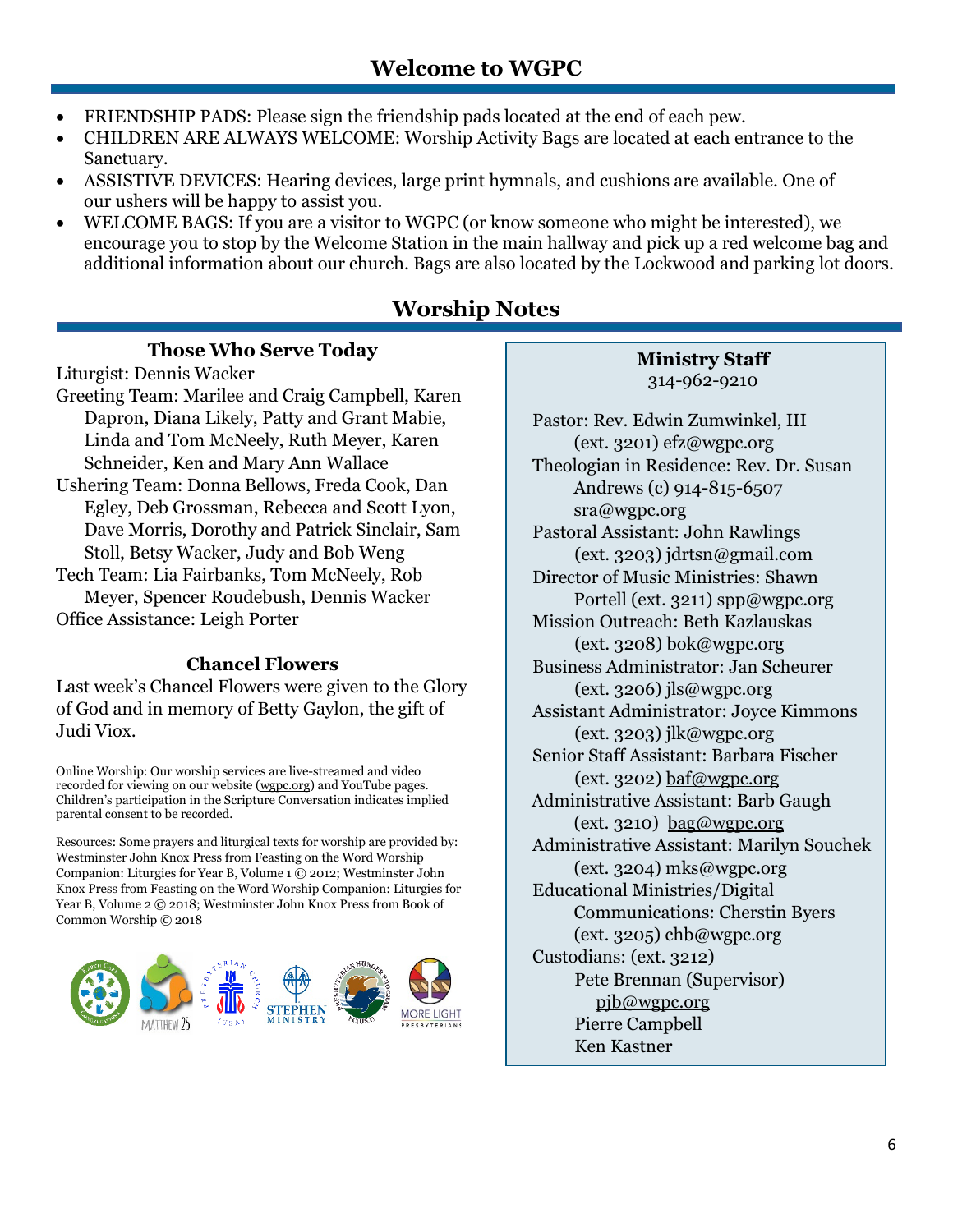# Welcome to WGPC

- FRIENDSHIP PADS: Please sign the friendship pads located at the end of each pew.
- CHILDREN ARE ALWAYS WELCOME: Worship Activity Bags are located at each entrance to the Sanctuary.
- ASSISTIVE DEVICES: Hearing devices, large print hymnals, and cushions are available. One of our ushers will be happy to assist you.
- WELCOME BAGS: If you are a visitor to WGPC (or know someone who might be interested), we encourage you to stop by the Welcome Station in the main hallway and pick up a red welcome bag and additional information about our church. Bags are also located by the Lockwood and parking lot doors.

# Worship Notes

## Those Who Serve Today

Liturgist: Dennis Wacker
Greeting Team: Marilee and Craig Campbell, Karen Dapron, Diana Likely, Patty and Grant Mabie, Linda and Tom McNeely, Ruth Meyer, Karen Schneider, Ken and Mary Ann Wallace
Ushering Team: Donna Bellows, Freda Cook, Dan Egley, Deb Grossman, Rebecca and Scott Lyon, Dave Morris, Dorothy and Patrick Sinclair, Sam Stoll, Betsy Wacker, Judy and Bob Weng
Tech Team: Lia Fairbanks, Tom McNeely, Rob Meyer, Spencer Roudebush, Dennis Wacker
Office Assistance: Leigh Porter

## Chancel Flowers

Last week's Chancel Flowers were given to the Glory of God and in memory of Betty Gaylon, the gift of Judi Viox.

Online Worship: Our worship services are live-streamed and video recorded for viewing on our website (wgpc.org) and YouTube pages. Children's participation in the Scripture Conversation indicates implied parental consent to be recorded.

Resources: Some prayers and liturgical texts for worship are provided by: Westminster John Knox Press from Feasting on the Word Worship Companion: Liturgies for Year B, Volume 1 © 2012; Westminster John Knox Press from Feasting on the Word Worship Companion: Liturgies for Year B, Volume 2 © 2018; Westminster John Knox Press from Book of Common Worship © 2018

## Ministry Staff

314-962-9210

Pastor: Rev. Edwin Zumwinkel, III (ext. 3201) efz@wgpc.org
Theologian in Residence: Rev. Dr. Susan Andrews (c) 914-815-6507 sra@wgpc.org
Pastoral Assistant: John Rawlings (ext. 3203) jdrtsn@gmail.com
Director of Music Ministries: Shawn Portell (ext. 3211) spp@wgpc.org
Mission Outreach: Beth Kazlauskas (ext. 3208) bok@wgpc.org
Business Administrator: Jan Scheurer (ext. 3206) jls@wgpc.org
Assistant Administrator: Joyce Kimmons (ext. 3203) jlk@wgpc.org
Senior Staff Assistant: Barbara Fischer (ext. 3202) baf@wgpc.org
Administrative Assistant: Barb Gaugh (ext. 3210) bag@wgpc.org
Administrative Assistant: Marilyn Souchek (ext. 3204) mks@wgpc.org
Educational Ministries/Digital Communications: Cherstin Byers (ext. 3205) chb@wgpc.org
Custodians: (ext. 3212)
Pete Brennan (Supervisor) pjb@wgpc.org
Pierre Campbell
Ken Kastner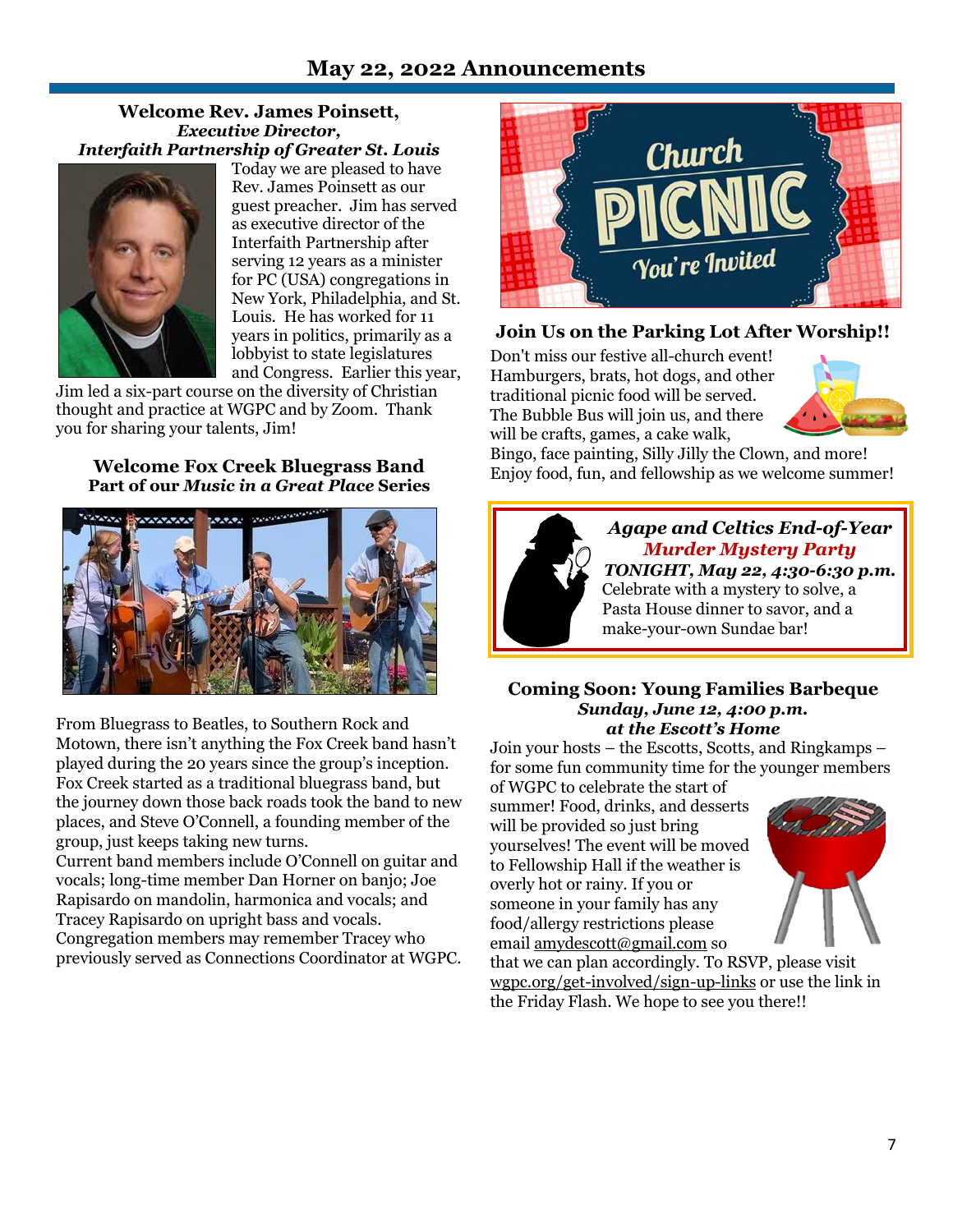# May 22, 2022 Announcements

## Welcome Rev. James Poinsett,
***Executive Director,***
***Interfaith Partnership of Greater St. Louis***

Today we are pleased to have Rev. James Poinsett as our guest preacher. Jim has served as executive director of the Interfaith Partnership after serving 12 years as a minister for PC (USA) congregations in New York, Philadelphia, and St. Louis. He has worked for 11 years in politics, primarily as a lobbyist to state legislatures and Congress. Earlier this year, Jim led a six-part course on the diversity of Christian thought and practice at WGPC and by Zoom. Thank you for sharing your talents, Jim!

## Welcome Fox Creek Bluegrass Band
**Part of our *Music in a Great Place* Series**

From Bluegrass to Beatles, to Southern Rock and Motown, there isn't anything the Fox Creek band hasn't played during the 20 years since the group's inception. Fox Creek started as a traditional bluegrass band, but the journey down those back roads took the band to new places, and Steve O'Connell, a founding member of the group, just keeps taking new turns.
Current band members include O'Connell on guitar and vocals; long-time member Dan Horner on banjo; Joe Rapisardo on mandolin, harmonica and vocals; and Tracey Rapisardo on upright bass and vocals. Congregation members may remember Tracey who previously served as Connections Coordinator at WGPC.

Church PICNIC You're Invited

## Join Us on the Parking Lot After Worship!!

Don't miss our festive all-church event! Hamburgers, brats, hot dogs, and other traditional picnic food will be served. The Bubble Bus will join us, and there will be crafts, games, a cake walk, Bingo, face painting, Silly Jilly the Clown, and more! Enjoy food, fun, and fellowship as we welcome summer!

## *Agape and Celtics End-of-Year Murder Mystery Party*

***TONIGHT, May 22, 4:30-6:30 p.m.***

Celebrate with a mystery to solve, a Pasta House dinner to savor, and a make-your-own Sundae bar!

## Coming Soon: Young Families Barbeque
***Sunday, June 12, 4:00 p.m.***
***at the Escott's Home***

Join your hosts – the Escotts, Scotts, and Ringkamps – for some fun community time for the younger members of WGPC to celebrate the start of summer! Food, drinks, and desserts will be provided so just bring yourselves! The event will be moved to Fellowship Hall if the weather is overly hot or rainy. If you or someone in your family has any food/allergy restrictions please email amydescott@gmail.com so that we can plan accordingly. To RSVP, please visit wgpc.org/get-involved/sign-up-links or use the link in the Friday Flash. We hope to see you there!!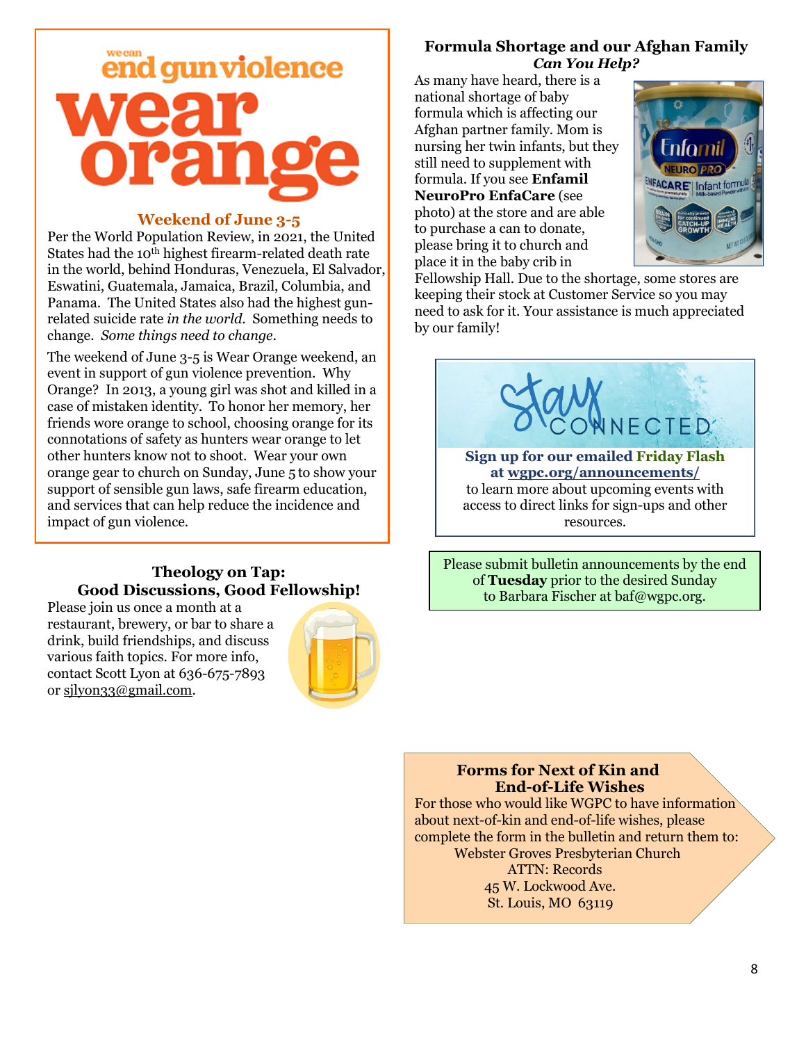# we can end gun violence wear orange

## Weekend of June 3-5

Per the World Population Review, in 2021, the United States had the 10th highest firearm-related death rate in the world, behind Honduras, Venezuela, El Salvador, Eswatini, Guatemala, Jamaica, Brazil, Columbia, and Panama. The United States also had the highest gun-related suicide rate *in the world*. Something needs to change. *Some things need to change.*

The weekend of June 3-5 is Wear Orange weekend, an event in support of gun violence prevention. Why Orange? In 2013, a young girl was shot and killed in a case of mistaken identity. To honor her memory, her friends wore orange to school, choosing orange for its connotations of safety as hunters wear orange to let other hunters know not to shoot. Wear your own orange gear to church on Sunday, June 5 to show your support of sensible gun laws, safe firearm education, and services that can help reduce the incidence and impact of gun violence.

## Theology on Tap: Good Discussions, Good Fellowship!

Please join us once a month at a restaurant, brewery, or bar to share a drink, build friendships, and discuss various faith topics. For more info, contact Scott Lyon at 636-675-7893 or sjlyon33@gmail.com.

## Formula Shortage and our Afghan Family
### *Can You Help?*

As many have heard, there is a national shortage of baby formula which is affecting our Afghan partner family. Mom is nursing her twin infants, but they still need to supplement with formula. If you see **Enfamil NeuroPro EnfaCare** (see photo) at the store and are able to purchase a can to donate, please bring it to church and place it in the baby crib in Fellowship Hall. Due to the shortage, some stores are keeping their stock at Customer Service so you may need to ask for it. Your assistance is much appreciated by our family!

## Stay Connected

**Sign up for our emailed Friday Flash at wgpc.org/announcements/** to learn more about upcoming events with access to direct links for sign-ups and other resources.

Please submit bulletin announcements by the end of **Tuesday** prior to the desired Sunday to Barbara Fischer at baf@wgpc.org.

## Forms for Next of Kin and End-of-Life Wishes

For those who would like WGPC to have information about next-of-kin and end-of-life wishes, please complete the form in the bulletin and return them to:

Webster Groves Presbyterian Church
ATTN: Records
45 W. Lockwood Ave.
St. Louis, MO 63119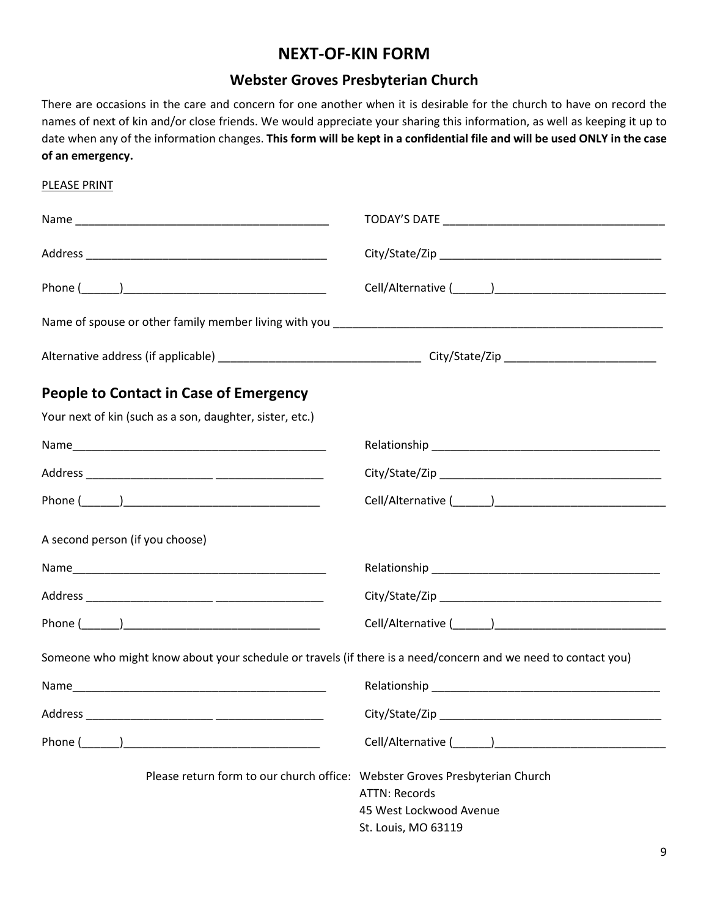# NEXT-OF-KIN FORM

## Webster Groves Presbyterian Church

There are occasions in the care and concern for one another when it is desirable for the church to have on record the names of next of kin and/or close friends. We would appreciate your sharing this information, as well as keeping it up to date when any of the information changes. **This form will be kept in a confidential file and will be used ONLY in the case of an emergency.**

PLEASE PRINT

Name ________________________________________ TODAY'S DATE ___________________________________

Address ______________________________________ City/State/Zip ___________________________________

Phone (______)________________________________ Cell/Alternative (______)__________________________

Name of spouse or other family member living with you ____________________________________________________

Alternative address (if applicable) _______________________________ City/State/Zip _______________________

## People to Contact in Case of Emergency

Your next of kin (such as a son, daughter, sister, etc.)

Name________________________________________ Relationship ___________________________________

Address ___________________ ________________ City/State/Zip ___________________________________

Phone (______)______________________________ Cell/Alternative (______)__________________________

A second person (if you choose)

Name________________________________________ Relationship ___________________________________

Address ___________________ ________________ City/State/Zip ___________________________________

Phone (______)______________________________ Cell/Alternative (______)__________________________

Someone who might know about your schedule or travels (if there is a need/concern and we need to contact you)

Name________________________________________ Relationship ___________________________________

Address ___________________ ________________ City/State/Zip ___________________________________

Phone (______)______________________________ Cell/Alternative (______)__________________________

Please return form to our church office: Webster Groves Presbyterian Church
ATTN: Records
45 West Lockwood Avenue
St. Louis, MO 63119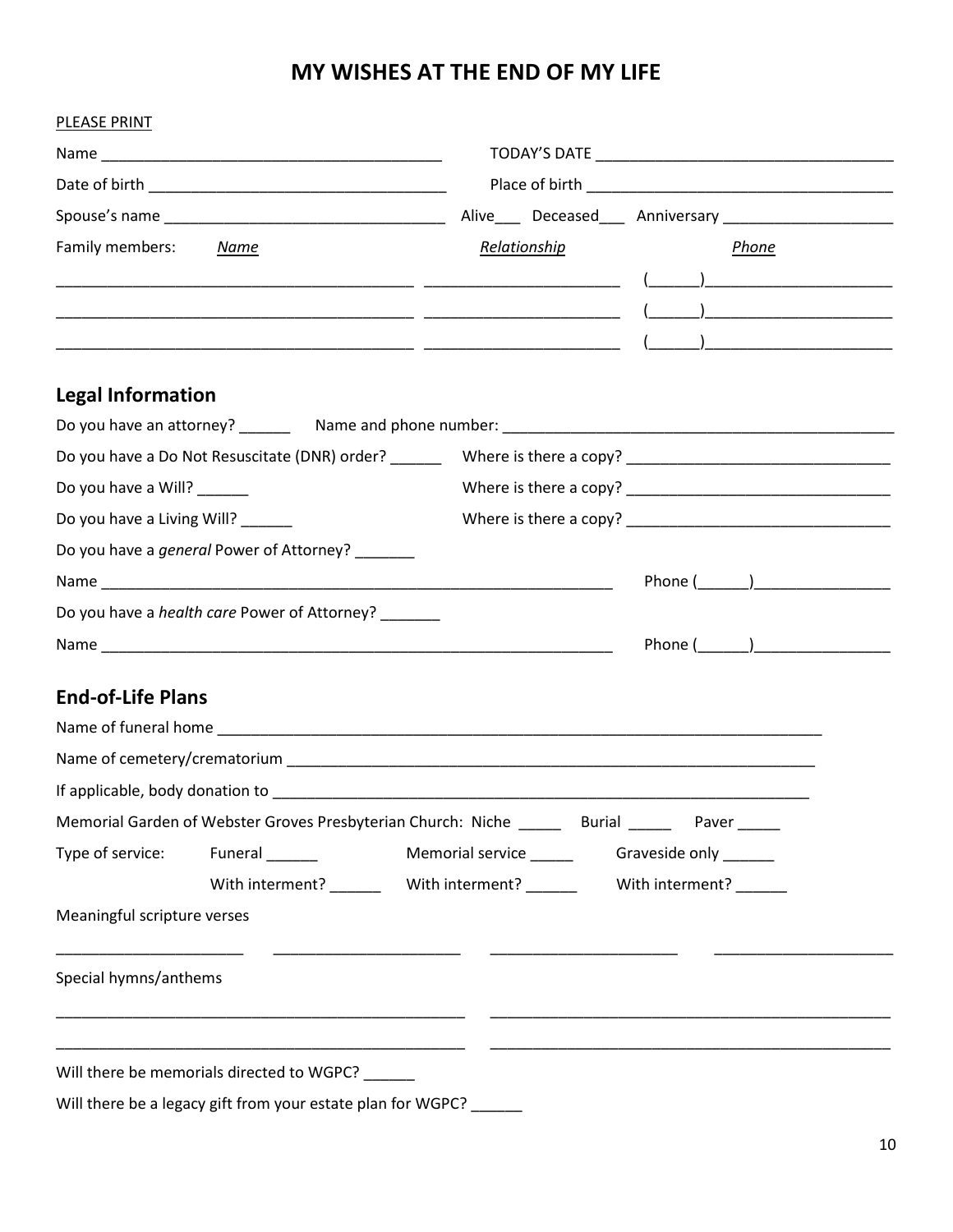# MY WISHES AT THE END OF MY LIFE

PLEASE PRINT

Name ________________________________________ TODAY'S DATE ___________________________________

Date of birth __________________________________ Place of birth ____________________________________

Spouse's name ________________________________ Alive___ Deceased___ Anniversary ____________________

| Family members: *Name* | *Relationship* | *Phone* |
|---|---|---|
| ________________________________________ | ______________________ | (______)______________________ |
| ________________________________________ | ______________________ | (______)______________________ |
| ________________________________________ | ______________________ | (______)______________________ |

## Legal Information

Do you have an attorney? ______ Name and phone number: ______________________________________________

Do you have a Do Not Resuscitate (DNR) order? ______ Where is there a copy? ______________________________

Do you have a Will? ______ Where is there a copy? ______________________________

Do you have a Living Will? ______ Where is there a copy? ______________________________

Do you have a *general* Power of Attorney? _______

Name ____________________________________________________________ Phone (______)________________

Do you have a *health care* Power of Attorney? _______

Name ____________________________________________________________ Phone (______)________________

## End-of-Life Plans

Name of funeral home ________________________________________________________________________

Name of cemetery/crematorium _________________________________________________________________

If applicable, body donation to _________________________________________________________________

Memorial Garden of Webster Groves Presbyterian Church: Niche _____ Burial _____ Paver _____

Type of service: Funeral ______ Memorial service _____ Graveside only ______

With interment? ______ With interment? ______ With interment? ______

Meaningful scripture verses

_____________________ _____________________ _____________________ _____________________

Special hymns/anthems

_______________________________________________ _______________________________________________

_______________________________________________ _______________________________________________

Will there be memorials directed to WGPC? ______

Will there be a legacy gift from your estate plan for WGPC? ______